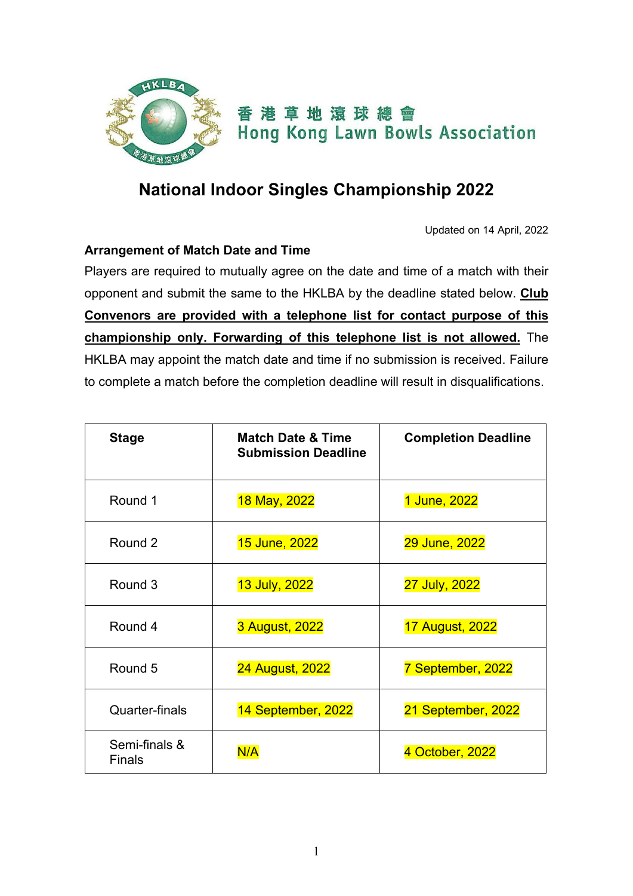香港草地滾球總會
Hong Kong Lawn Bowls Association

# National Indoor Singles Championship 2022

Updated on 14 April, 2022

**Arrangement of Match Date and Time**

Players are required to mutually agree on the date and time of a match with their opponent and submit the same to the HKLBA by the deadline stated below. **Club Convenors are provided with a telephone list for contact purpose of this championship only. Forwarding of this telephone list is not allowed.** The HKLBA may appoint the match date and time if no submission is received. Failure to complete a match before the completion deadline will result in disqualifications.

| Stage | Match Date & Time Submission Deadline | Completion Deadline |
|---|---|---|
| Round 1 | 18 May, 2022 | 1 June, 2022 |
| Round 2 | 15 June, 2022 | 29 June, 2022 |
| Round 3 | 13 July, 2022 | 27 July, 2022 |
| Round 4 | 3 August, 2022 | 17 August, 2022 |
| Round 5 | 24 August, 2022 | 7 September, 2022 |
| Quarter-finals | 14 September, 2022 | 21 September, 2022 |
| Semi-finals & Finals | N/A | 4 October, 2022 |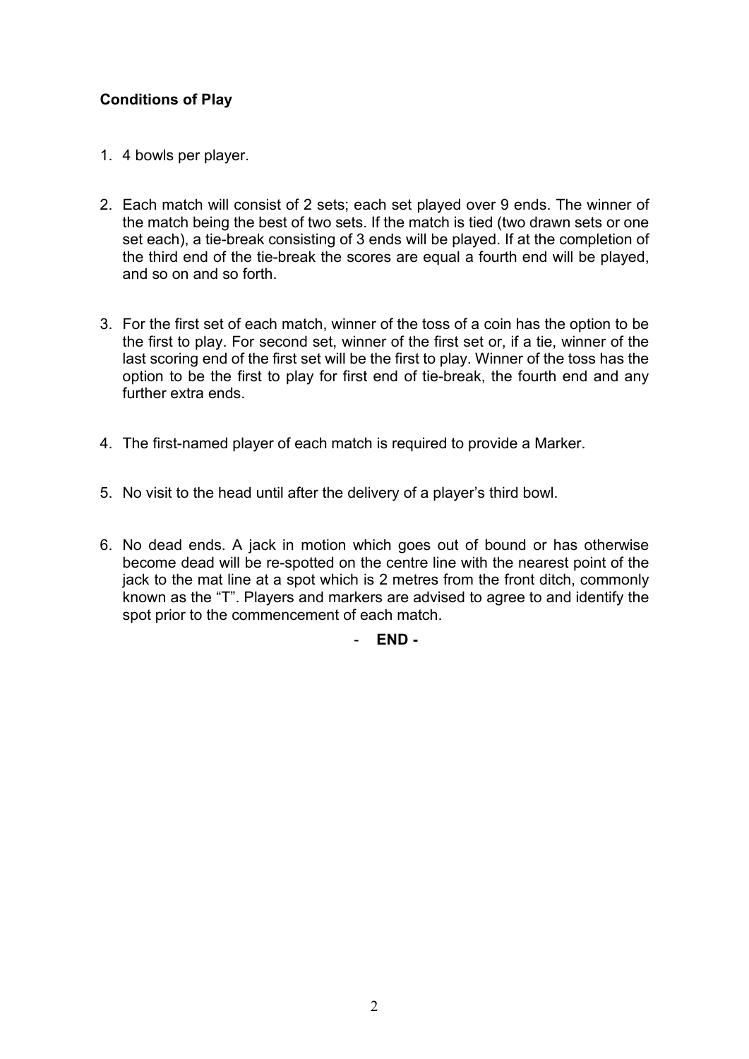**Conditions of Play**

1. 4 bowls per player.

2. Each match will consist of 2 sets; each set played over 9 ends. The winner of the match being the best of two sets. If the match is tied (two drawn sets or one set each), a tie-break consisting of 3 ends will be played. If at the completion of the third end of the tie-break the scores are equal a fourth end will be played, and so on and so forth.

3. For the first set of each match, winner of the toss of a coin has the option to be the first to play. For second set, winner of the first set or, if a tie, winner of the last scoring end of the first set will be the first to play. Winner of the toss has the option to be the first to play for first end of tie-break, the fourth end and any further extra ends.

4. The first-named player of each match is required to provide a Marker.

5. No visit to the head until after the delivery of a player's third bowl.

6. No dead ends. A jack in motion which goes out of bound or has otherwise become dead will be re-spotted on the centre line with the nearest point of the jack to the mat line at a spot which is 2 metres from the front ditch, commonly known as the "T". Players and markers are advised to agree to and identify the spot prior to the commencement of each match.

\- **END -**